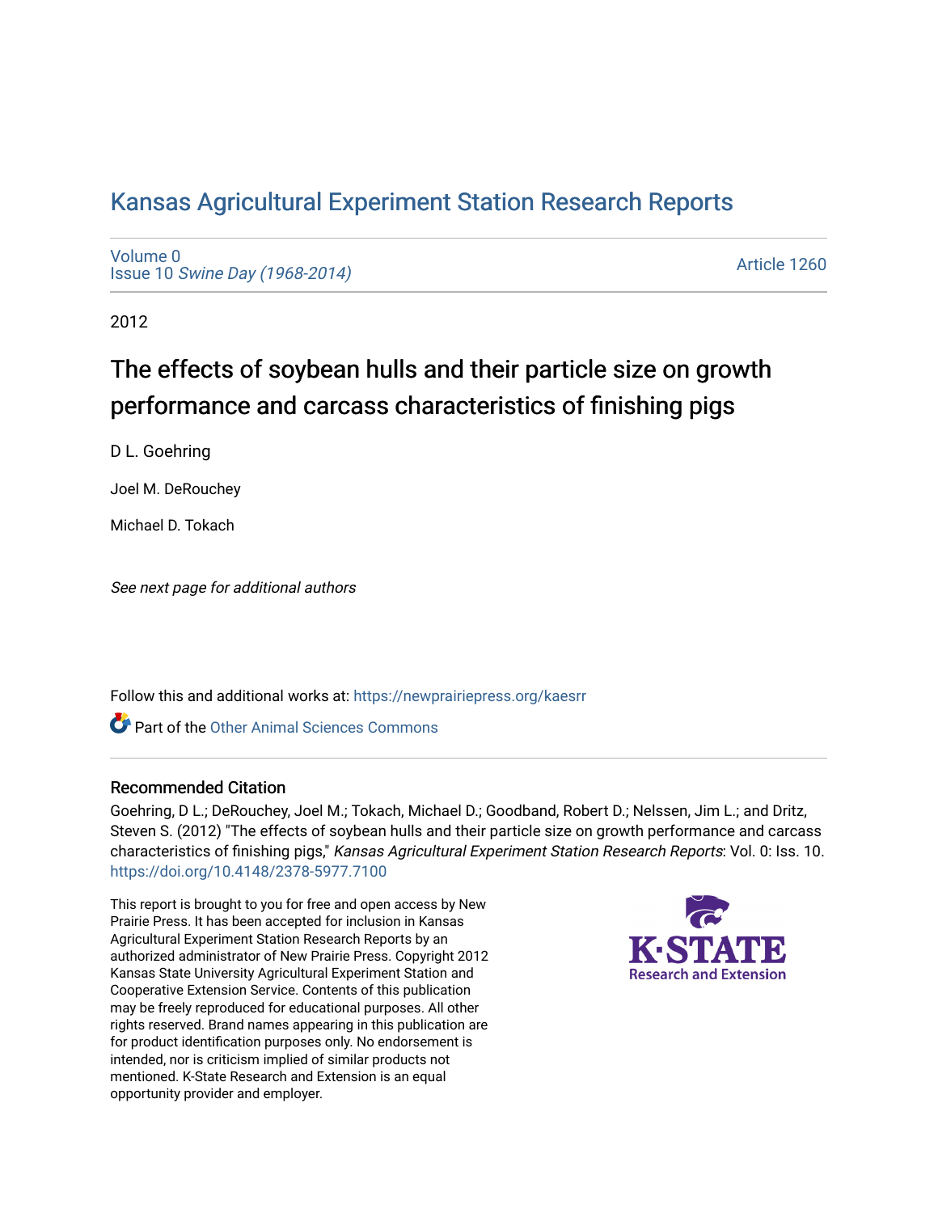# Kansas Agricultural Experiment Station Research Reports

Volume 0
Issue 10 *Swine Day (1968-2014)*

Article 1260

2012

## The effects of soybean hulls and their particle size on growth performance and carcass characteristics of finishing pigs

D L. Goehring

Joel M. DeRouchey

Michael D. Tokach

*See next page for additional authors*

Follow this and additional works at: https://newprairiepress.org/kaesrr

Part of the Other Animal Sciences Commons

### Recommended Citation

Goehring, D L.; DeRouchey, Joel M.; Tokach, Michael D.; Goodband, Robert D.; Nelssen, Jim L.; and Dritz, Steven S. (2012) "The effects of soybean hulls and their particle size on growth performance and carcass characteristics of finishing pigs," *Kansas Agricultural Experiment Station Research Reports*: Vol. 0: Iss. 10. https://doi.org/10.4148/2378-5977.7100

This report is brought to you for free and open access by New Prairie Press. It has been accepted for inclusion in Kansas Agricultural Experiment Station Research Reports by an authorized administrator of New Prairie Press. Copyright 2012 Kansas State University Agricultural Experiment Station and Cooperative Extension Service. Contents of this publication may be freely reproduced for educational purposes. All other rights reserved. Brand names appearing in this publication are for product identification purposes only. No endorsement is intended, nor is criticism implied of similar products not mentioned. K-State Research and Extension is an equal opportunity provider and employer.

K-STATE Research and Extension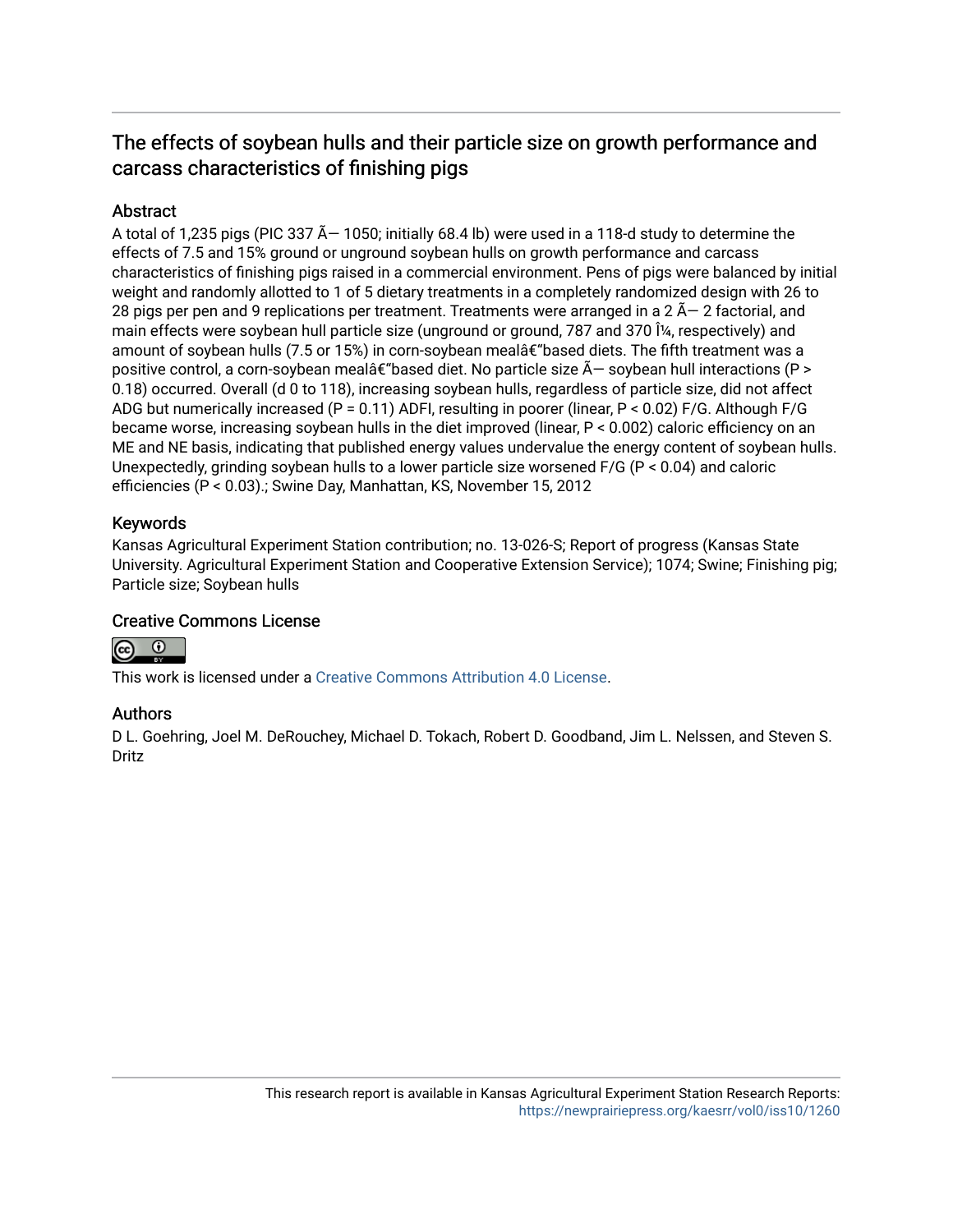# The effects of soybean hulls and their particle size on growth performance and carcass characteristics of finishing pigs

## Abstract

A total of 1,235 pigs (PIC 337 Ã— 1050; initially 68.4 lb) were used in a 118-d study to determine the effects of 7.5 and 15% ground or unground soybean hulls on growth performance and carcass characteristics of finishing pigs raised in a commercial environment. Pens of pigs were balanced by initial weight and randomly allotted to 1 of 5 dietary treatments in a completely randomized design with 26 to 28 pigs per pen and 9 replications per treatment. Treatments were arranged in a 2 Ã— 2 factorial, and main effects were soybean hull particle size (unground or ground, 787 and 370 Î¼, respectively) and amount of soybean hulls (7.5 or 15%) in corn-soybean mealâ€"based diets. The fifth treatment was a positive control, a corn-soybean mealâ€"based diet. No particle size Ã— soybean hull interactions (P > 0.18) occurred. Overall (d 0 to 118), increasing soybean hulls, regardless of particle size, did not affect ADG but numerically increased (P = 0.11) ADFI, resulting in poorer (linear, P < 0.02) F/G. Although F/G became worse, increasing soybean hulls in the diet improved (linear, P < 0.002) caloric efficiency on an ME and NE basis, indicating that published energy values undervalue the energy content of soybean hulls. Unexpectedly, grinding soybean hulls to a lower particle size worsened F/G (P < 0.04) and caloric efficiencies (P < 0.03).; Swine Day, Manhattan, KS, November 15, 2012

## Keywords

Kansas Agricultural Experiment Station contribution; no. 13-026-S; Report of progress (Kansas State University. Agricultural Experiment Station and Cooperative Extension Service); 1074; Swine; Finishing pig; Particle size; Soybean hulls

## Creative Commons License

This work is licensed under a Creative Commons Attribution 4.0 License.

## Authors

D L. Goehring, Joel M. DeRouchey, Michael D. Tokach, Robert D. Goodband, Jim L. Nelssen, and Steven S. Dritz

This research report is available in Kansas Agricultural Experiment Station Research Reports: https://newprairiepress.org/kaesrr/vol0/iss10/1260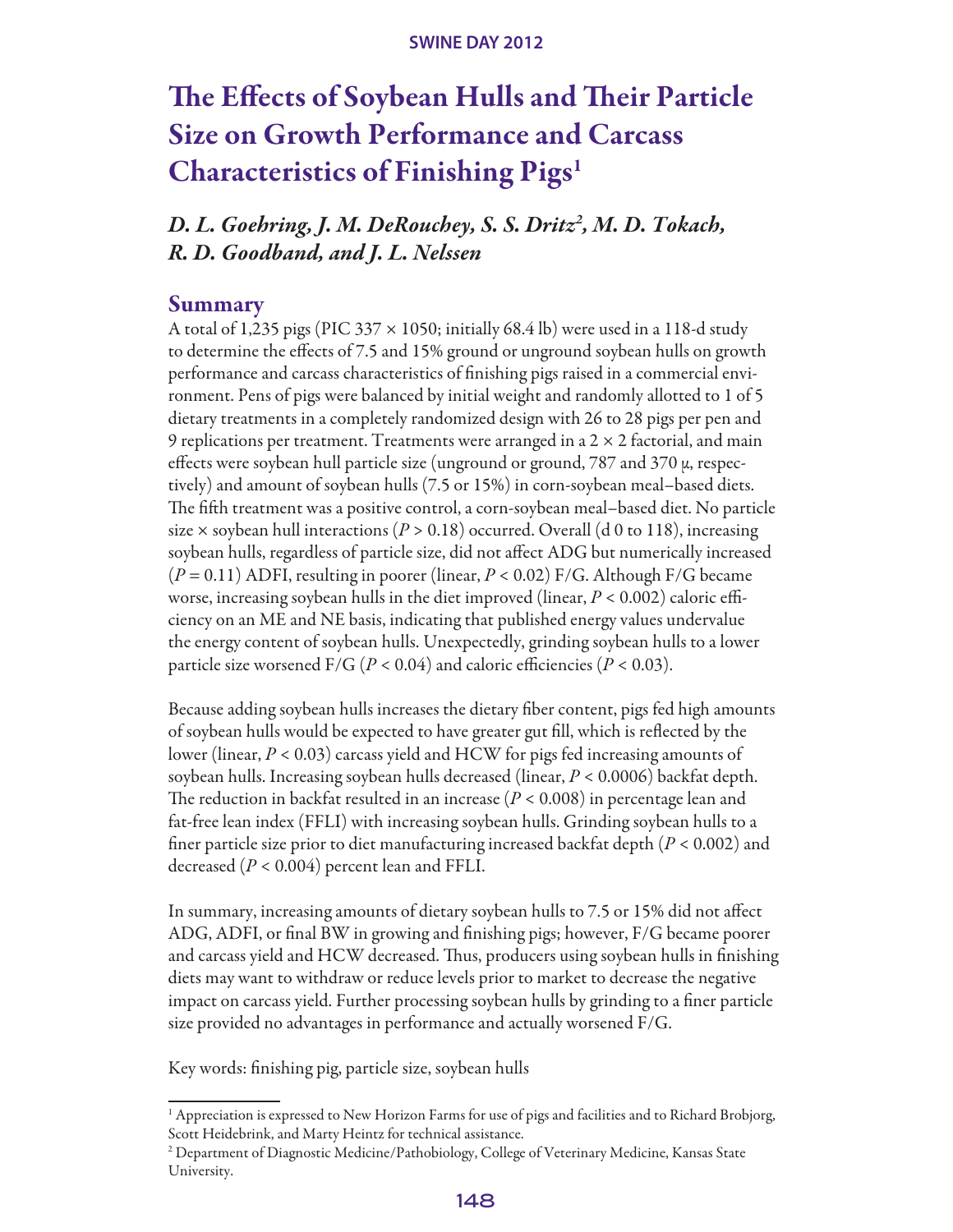# The Effects of Soybean Hulls and Their Particle Size on Growth Performance and Carcass Characteristics of Finishing Pigs[1]

*D. L. Goehring, J. M. DeRouchey, S. S. Dritz[2], M. D. Tokach, R. D. Goodband, and J. L. Nelssen*

## Summary

A total of 1,235 pigs (PIC 337 × 1050; initially 68.4 lb) were used in a 118-d study to determine the effects of 7.5 and 15% ground or unground soybean hulls on growth performance and carcass characteristics of finishing pigs raised in a commercial environment. Pens of pigs were balanced by initial weight and randomly allotted to 1 of 5 dietary treatments in a completely randomized design with 26 to 28 pigs per pen and 9 replications per treatment. Treatments were arranged in a 2 × 2 factorial, and main effects were soybean hull particle size (unground or ground, 787 and 370 µ, respectively) and amount of soybean hulls (7.5 or 15%) in corn-soybean meal–based diets. The fifth treatment was a positive control, a corn-soybean meal–based diet. No particle size × soybean hull interactions ($P > 0.18$) occurred. Overall (d 0 to 118), increasing soybean hulls, regardless of particle size, did not affect ADG but numerically increased ($P = 0.11$) ADFI, resulting in poorer (linear, $P < 0.02$) F/G. Although F/G became worse, increasing soybean hulls in the diet improved (linear, $P < 0.002$) caloric efficiency on an ME and NE basis, indicating that published energy values undervalue the energy content of soybean hulls. Unexpectedly, grinding soybean hulls to a lower particle size worsened F/G ($P < 0.04$) and caloric efficiencies ($P < 0.03$).

Because adding soybean hulls increases the dietary fiber content, pigs fed high amounts of soybean hulls would be expected to have greater gut fill, which is reflected by the lower (linear, $P < 0.03$) carcass yield and HCW for pigs fed increasing amounts of soybean hulls. Increasing soybean hulls decreased (linear, $P < 0.0006$) backfat depth. The reduction in backfat resulted in an increase ($P < 0.008$) in percentage lean and fat-free lean index (FFLI) with increasing soybean hulls. Grinding soybean hulls to a finer particle size prior to diet manufacturing increased backfat depth ($P < 0.002$) and decreased ($P < 0.004$) percent lean and FFLI.

In summary, increasing amounts of dietary soybean hulls to 7.5 or 15% did not affect ADG, ADFI, or final BW in growing and finishing pigs; however, F/G became poorer and carcass yield and HCW decreased. Thus, producers using soybean hulls in finishing diets may want to withdraw or reduce levels prior to market to decrease the negative impact on carcass yield. Further processing soybean hulls by grinding to a finer particle size provided no advantages in performance and actually worsened F/G.

Key words: finishing pig, particle size, soybean hulls

---

[1] Appreciation is expressed to New Horizon Farms for use of pigs and facilities and to Richard Brobjorg, Scott Heidebrink, and Marty Heintz for technical assistance.

[2] Department of Diagnostic Medicine/Pathobiology, College of Veterinary Medicine, Kansas State University.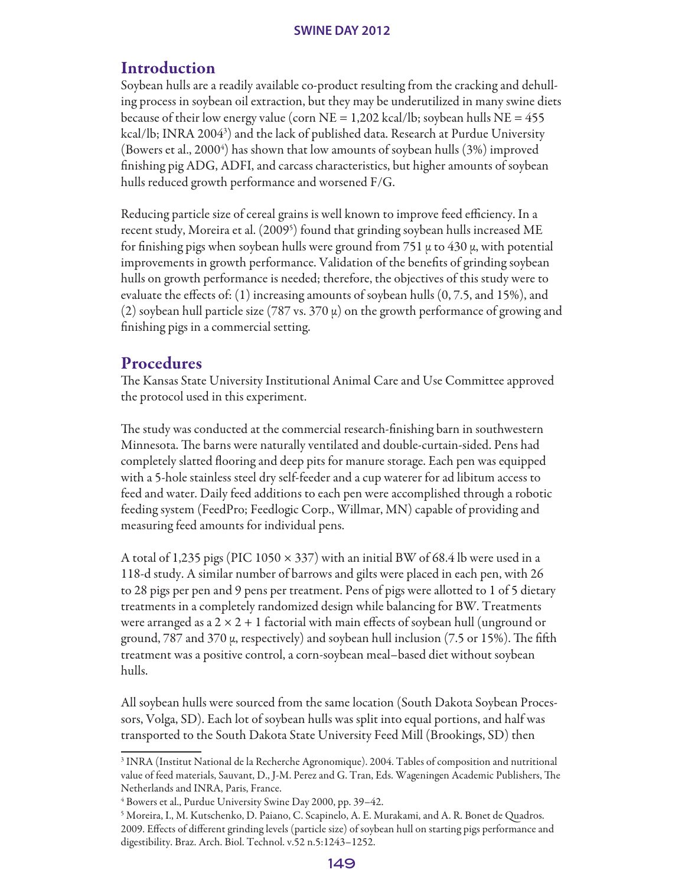## Introduction

Soybean hulls are a readily available co-product resulting from the cracking and dehulling process in soybean oil extraction, but they may be underutilized in many swine diets because of their low energy value (corn NE = 1,202 kcal/lb; soybean hulls NE = 455 kcal/lb; INRA 2004[3]) and the lack of published data. Research at Purdue University (Bowers et al., 2000[4]) has shown that low amounts of soybean hulls (3%) improved finishing pig ADG, ADFI, and carcass characteristics, but higher amounts of soybean hulls reduced growth performance and worsened F/G.

Reducing particle size of cereal grains is well known to improve feed efficiency. In a recent study, Moreira et al. (2009[5]) found that grinding soybean hulls increased ME for finishing pigs when soybean hulls were ground from 751 µ to 430 µ, with potential improvements in growth performance. Validation of the benefits of grinding soybean hulls on growth performance is needed; therefore, the objectives of this study were to evaluate the effects of: (1) increasing amounts of soybean hulls (0, 7.5, and 15%), and (2) soybean hull particle size (787 vs. 370 µ) on the growth performance of growing and finishing pigs in a commercial setting.

## Procedures

The Kansas State University Institutional Animal Care and Use Committee approved the protocol used in this experiment.

The study was conducted at the commercial research-finishing barn in southwestern Minnesota. The barns were naturally ventilated and double-curtain-sided. Pens had completely slatted flooring and deep pits for manure storage. Each pen was equipped with a 5-hole stainless steel dry self-feeder and a cup waterer for ad libitum access to feed and water. Daily feed additions to each pen were accomplished through a robotic feeding system (FeedPro; Feedlogic Corp., Willmar, MN) capable of providing and measuring feed amounts for individual pens.

A total of 1,235 pigs (PIC 1050 × 337) with an initial BW of 68.4 lb were used in a 118-d study. A similar number of barrows and gilts were placed in each pen, with 26 to 28 pigs per pen and 9 pens per treatment. Pens of pigs were allotted to 1 of 5 dietary treatments in a completely randomized design while balancing for BW. Treatments were arranged as a 2 × 2 + 1 factorial with main effects of soybean hull (unground or ground, 787 and 370 µ, respectively) and soybean hull inclusion (7.5 or 15%). The fifth treatment was a positive control, a corn-soybean meal–based diet without soybean hulls.

All soybean hulls were sourced from the same location (South Dakota Soybean Processors, Volga, SD). Each lot of soybean hulls was split into equal portions, and half was transported to the South Dakota State University Feed Mill (Brookings, SD) then

---

[3] INRA (Institut National de la Recherche Agronomique). 2004. Tables of composition and nutritional value of feed materials, Sauvant, D., J-M. Perez and G. Tran, Eds. Wageningen Academic Publishers, The Netherlands and INRA, Paris, France.

[4] Bowers et al., Purdue University Swine Day 2000, pp. 39–42.

[5] Moreira, I., M. Kutschenko, D. Paiano, C. Scapinelo, A. E. Murakami, and A. R. Bonet de Quadros. 2009. Effects of different grinding levels (particle size) of soybean hull on starting pigs performance and digestibility. Braz. Arch. Biol. Technol. v.52 n.5:1243–1252.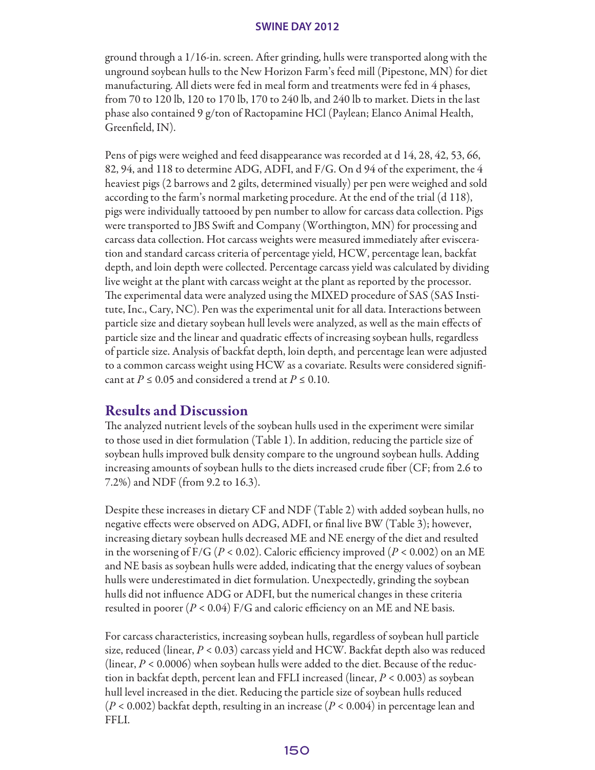ground through a 1/16-in. screen. After grinding, hulls were transported along with the unground soybean hulls to the New Horizon Farm's feed mill (Pipestone, MN) for diet manufacturing. All diets were fed in meal form and treatments were fed in 4 phases, from 70 to 120 lb, 120 to 170 lb, 170 to 240 lb, and 240 lb to market. Diets in the last phase also contained 9 g/ton of Ractopamine HCl (Paylean; Elanco Animal Health, Greenfield, IN).

Pens of pigs were weighed and feed disappearance was recorded at d 14, 28, 42, 53, 66, 82, 94, and 118 to determine ADG, ADFI, and F/G. On d 94 of the experiment, the 4 heaviest pigs (2 barrows and 2 gilts, determined visually) per pen were weighed and sold according to the farm's normal marketing procedure. At the end of the trial (d 118), pigs were individually tattooed by pen number to allow for carcass data collection. Pigs were transported to JBS Swift and Company (Worthington, MN) for processing and carcass data collection. Hot carcass weights were measured immediately after evisceration and standard carcass criteria of percentage yield, HCW, percentage lean, backfat depth, and loin depth were collected. Percentage carcass yield was calculated by dividing live weight at the plant with carcass weight at the plant as reported by the processor. The experimental data were analyzed using the MIXED procedure of SAS (SAS Institute, Inc., Cary, NC). Pen was the experimental unit for all data. Interactions between particle size and dietary soybean hull levels were analyzed, as well as the main effects of particle size and the linear and quadratic effects of increasing soybean hulls, regardless of particle size. Analysis of backfat depth, loin depth, and percentage lean were adjusted to a common carcass weight using HCW as a covariate. Results were considered significant at $P \leq 0.05$ and considered a trend at $P \leq 0.10$.

## Results and Discussion

The analyzed nutrient levels of the soybean hulls used in the experiment were similar to those used in diet formulation (Table 1). In addition, reducing the particle size of soybean hulls improved bulk density compare to the unground soybean hulls. Adding increasing amounts of soybean hulls to the diets increased crude fiber (CF; from 2.6 to 7.2%) and NDF (from 9.2 to 16.3).

Despite these increases in dietary CF and NDF (Table 2) with added soybean hulls, no negative effects were observed on ADG, ADFI, or final live BW (Table 3); however, increasing dietary soybean hulls decreased ME and NE energy of the diet and resulted in the worsening of F/G ($P < 0.02$). Caloric efficiency improved ($P < 0.002$) on an ME and NE basis as soybean hulls were added, indicating that the energy values of soybean hulls were underestimated in diet formulation. Unexpectedly, grinding the soybean hulls did not influence ADG or ADFI, but the numerical changes in these criteria resulted in poorer ($P < 0.04$) F/G and caloric efficiency on an ME and NE basis.

For carcass characteristics, increasing soybean hulls, regardless of soybean hull particle size, reduced (linear, $P < 0.03$) carcass yield and HCW. Backfat depth also was reduced (linear, $P < 0.0006$) when soybean hulls were added to the diet. Because of the reduction in backfat depth, percent lean and FFLI increased (linear, $P < 0.003$) as soybean hull level increased in the diet. Reducing the particle size of soybean hulls reduced ($P < 0.002$) backfat depth, resulting in an increase ($P < 0.004$) in percentage lean and FFLI.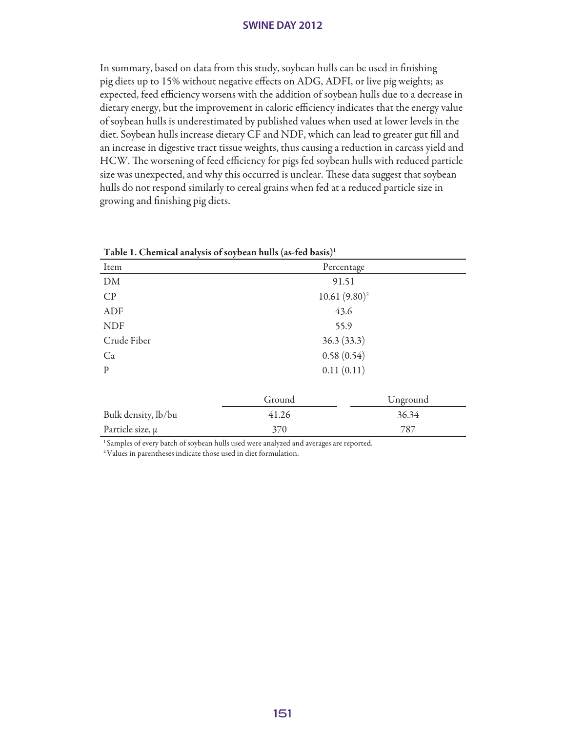In summary, based on data from this study, soybean hulls can be used in finishing pig diets up to 15% without negative effects on ADG, ADFI, or live pig weights; as expected, feed efficiency worsens with the addition of soybean hulls due to a decrease in dietary energy, but the improvement in caloric efficiency indicates that the energy value of soybean hulls is underestimated by published values when used at lower levels in the diet. Soybean hulls increase dietary CF and NDF, which can lead to greater gut fill and an increase in digestive tract tissue weights, thus causing a reduction in carcass yield and HCW. The worsening of feed efficiency for pigs fed soybean hulls with reduced particle size was unexpected, and why this occurred is unclear. These data suggest that soybean hulls do not respond similarly to cereal grains when fed at a reduced particle size in growing and finishing pig diets.

**Table 1. Chemical analysis of soybean hulls (as-fed basis)[1]**

| Item | Percentage | |
|---|---|---|
| DM | 91.51 | |
| CP | 10.61 (9.80)[2] | |
| ADF | 43.6 | |
| NDF | 55.9 | |
| Crude Fiber | 36.3 (33.3) | |
| Ca | 0.58 (0.54) | |
| P | 0.11 (0.11) | |
| | Ground | Unground |
| Bulk density, lb/bu | 41.26 | 36.34 |
| Particle size, μ | 370 | 787 |

[1] Samples of every batch of soybean hulls used were analyzed and averages are reported.

[2] Values in parentheses indicate those used in diet formulation.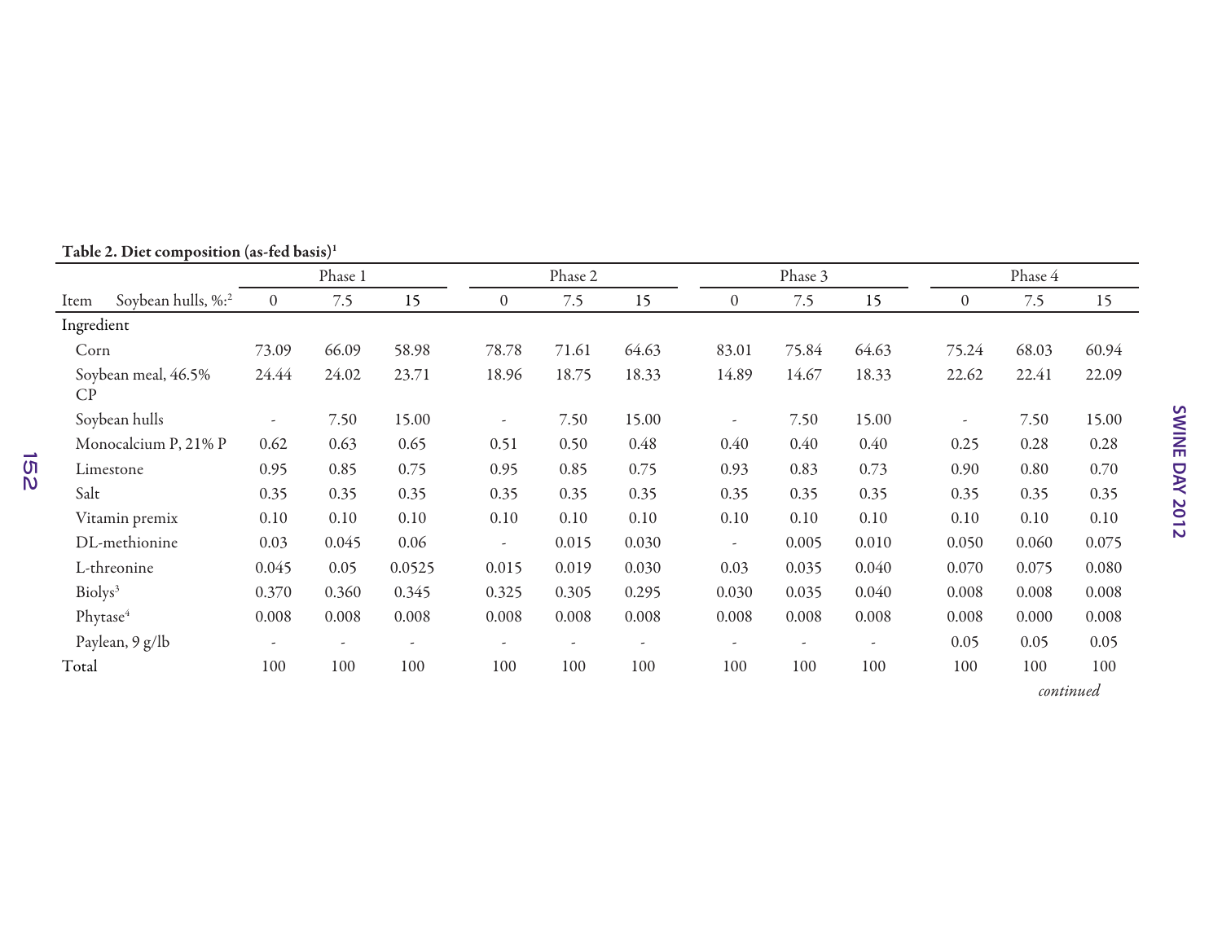**Table 2. Diet composition (as-fed basis)[1]**

| Item | Phase 1 | | | Phase 2 | | | Phase 3 | | | Phase 4 | | |
|---|---|---|---|---|---|---|---|---|---|---|---|---|
| Soybean hulls, %:[2] | 0 | 7.5 | 15 | 0 | 7.5 | 15 | 0 | 7.5 | 15 | 0 | 7.5 | 15 |
| Ingredient | | | | | | | | | | | | |
| Corn | 73.09 | 66.09 | 58.98 | 78.78 | 71.61 | 64.63 | 83.01 | 75.84 | 64.63 | 75.24 | 68.03 | 60.94 |
| Soybean meal, 46.5% CP | 24.44 | 24.02 | 23.71 | 18.96 | 18.75 | 18.33 | 14.89 | 14.67 | 18.33 | 22.62 | 22.41 | 22.09 |
| Soybean hulls | - | 7.50 | 15.00 | - | 7.50 | 15.00 | - | 7.50 | 15.00 | - | 7.50 | 15.00 |
| Monocalcium P, 21% P | 0.62 | 0.63 | 0.65 | 0.51 | 0.50 | 0.48 | 0.40 | 0.40 | 0.40 | 0.25 | 0.28 | 0.28 |
| Limestone | 0.95 | 0.85 | 0.75 | 0.95 | 0.85 | 0.75 | 0.93 | 0.83 | 0.73 | 0.90 | 0.80 | 0.70 |
| Salt | 0.35 | 0.35 | 0.35 | 0.35 | 0.35 | 0.35 | 0.35 | 0.35 | 0.35 | 0.35 | 0.35 | 0.35 |
| Vitamin premix | 0.10 | 0.10 | 0.10 | 0.10 | 0.10 | 0.10 | 0.10 | 0.10 | 0.10 | 0.10 | 0.10 | 0.10 |
| DL-methionine | 0.03 | 0.045 | 0.06 | - | 0.015 | 0.030 | - | 0.005 | 0.010 | 0.050 | 0.060 | 0.075 |
| L-threonine | 0.045 | 0.05 | 0.0525 | 0.015 | 0.019 | 0.030 | 0.03 | 0.035 | 0.040 | 0.070 | 0.075 | 0.080 |
| Biolys[3] | 0.370 | 0.360 | 0.345 | 0.325 | 0.305 | 0.295 | 0.030 | 0.035 | 0.040 | 0.008 | 0.008 | 0.008 |
| Phytase[4] | 0.008 | 0.008 | 0.008 | 0.008 | 0.008 | 0.008 | 0.008 | 0.008 | 0.008 | 0.008 | 0.000 | 0.008 |
| Paylean, 9 g/lb | - | - | - | - | - | - | - | - | - | 0.05 | 0.05 | 0.05 |
| Total | 100 | 100 | 100 | 100 | 100 | 100 | 100 | 100 | 100 | 100 | 100 | 100 |

*continued*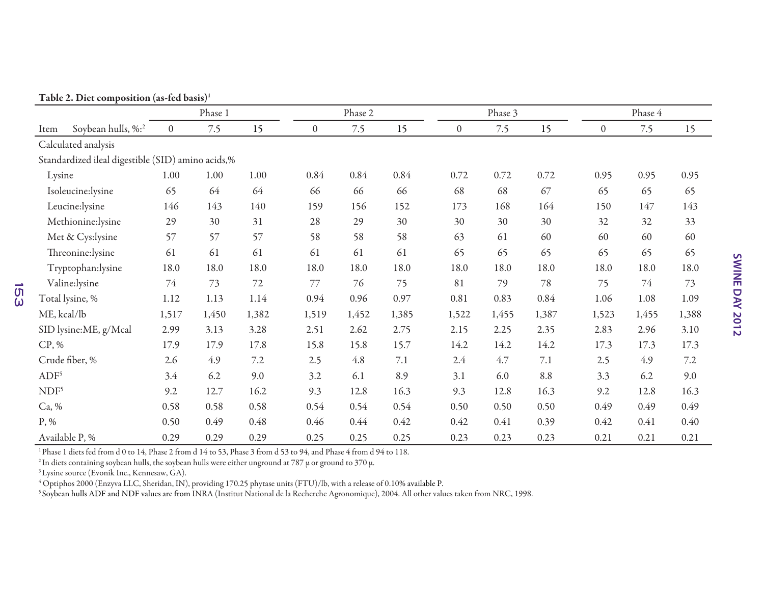Table 2. Diet composition (as-fed basis)[1]

| Item | Phase 1 | | | Phase 2 | | | Phase 3 | | | Phase 4 | | |
|---|---|---|---|---|---|---|---|---|---|---|---|---|
| Soybean hulls, %:[2] | 0 | 7.5 | 15 | 0 | 7.5 | 15 | 0 | 7.5 | 15 | 0 | 7.5 | 15 |
| Calculated analysis | | | | | | | | | | | | |
| Standardized ileal digestible (SID) amino acids,% | | | | | | | | | | | | |
| Lysine | 1.00 | 1.00 | 1.00 | 0.84 | 0.84 | 0.84 | 0.72 | 0.72 | 0.72 | 0.95 | 0.95 | 0.95 |
| Isoleucine:lysine | 65 | 64 | 64 | 66 | 66 | 66 | 68 | 68 | 67 | 65 | 65 | 65 |
| Leucine:lysine | 146 | 143 | 140 | 159 | 156 | 152 | 173 | 168 | 164 | 150 | 147 | 143 |
| Methionine:lysine | 29 | 30 | 31 | 28 | 29 | 30 | 30 | 30 | 30 | 32 | 32 | 33 |
| Met & Cys:lysine | 57 | 57 | 57 | 58 | 58 | 58 | 63 | 61 | 60 | 60 | 60 | 60 |
| Threonine:lysine | 61 | 61 | 61 | 61 | 61 | 61 | 65 | 65 | 65 | 65 | 65 | 65 |
| Tryptophan:lysine | 18.0 | 18.0 | 18.0 | 18.0 | 18.0 | 18.0 | 18.0 | 18.0 | 18.0 | 18.0 | 18.0 | 18.0 |
| Valine:lysine | 74 | 73 | 72 | 77 | 76 | 75 | 81 | 79 | 78 | 75 | 74 | 73 |
| Total lysine, % | 1.12 | 1.13 | 1.14 | 0.94 | 0.96 | 0.97 | 0.81 | 0.83 | 0.84 | 1.06 | 1.08 | 1.09 |
| ME, kcal/lb | 1,517 | 1,450 | 1,382 | 1,519 | 1,452 | 1,385 | 1,522 | 1,455 | 1,387 | 1,523 | 1,455 | 1,388 |
| SID lysine:ME, g/Mcal | 2.99 | 3.13 | 3.28 | 2.51 | 2.62 | 2.75 | 2.15 | 2.25 | 2.35 | 2.83 | 2.96 | 3.10 |
| CP, % | 17.9 | 17.9 | 17.8 | 15.8 | 15.8 | 15.7 | 14.2 | 14.2 | 14.2 | 17.3 | 17.3 | 17.3 |
| Crude fiber, % | 2.6 | 4.9 | 7.2 | 2.5 | 4.8 | 7.1 | 2.4 | 4.7 | 7.1 | 2.5 | 4.9 | 7.2 |
| ADF[5] | 3.4 | 6.2 | 9.0 | 3.2 | 6.1 | 8.9 | 3.1 | 6.0 | 8.8 | 3.3 | 6.2 | 9.0 |
| NDF[5] | 9.2 | 12.7 | 16.2 | 9.3 | 12.8 | 16.3 | 9.3 | 12.8 | 16.3 | 9.2 | 12.8 | 16.3 |
| Ca, % | 0.58 | 0.58 | 0.58 | 0.54 | 0.54 | 0.54 | 0.50 | 0.50 | 0.50 | 0.49 | 0.49 | 0.49 |
| P, % | 0.50 | 0.49 | 0.48 | 0.46 | 0.44 | 0.42 | 0.42 | 0.41 | 0.39 | 0.42 | 0.41 | 0.40 |
| Available P, % | 0.29 | 0.29 | 0.29 | 0.25 | 0.25 | 0.25 | 0.23 | 0.23 | 0.23 | 0.21 | 0.21 | 0.21 |

[1] Phase 1 diets fed from d 0 to 14, Phase 2 from d 14 to 53, Phase 3 from d 53 to 94, and Phase 4 from d 94 to 118.

[2] In diets containing soybean hulls, the soybean hulls were either unground at 787 µ or ground to 370 µ.

[3] Lysine source (Evonik Inc., Kennesaw, GA).

[4] Optiphos 2000 (Enzyva LLC, Sheridan, IN), providing 170.25 phytase units (FTU)/lb, with a release of 0.10% available P.

[5] Soybean hulls ADF and NDF values are from INRA (Institut National de la Recherche Agronomique), 2004. All other values taken from NRC, 1998.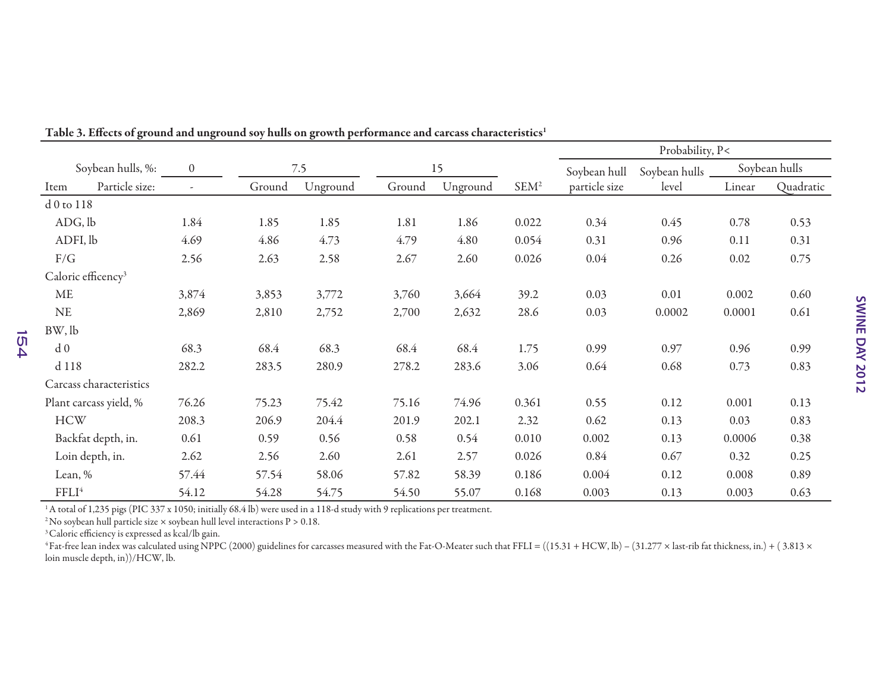**Table 3. Effects of ground and unground soy hulls on growth performance and carcass characteristics[1]**

| Item | Soybean hulls, %: 0 | 7.5 | | 15 | | SEM[2] | Probability, P< | | | |
|---|---|---|---|---|---|---|---|---|---|---|
| | | | | | | | Soybean hull | Soybean hulls | Soybean hulls | |
| Particle size: | - | Ground | Unground | Ground | Unground | | particle size | level | Linear | Quadratic |
| d 0 to 118 | | | | | | | | | | |
| ADG, lb | 1.84 | 1.85 | 1.85 | 1.81 | 1.86 | 0.022 | 0.34 | 0.45 | 0.78 | 0.53 |
| ADFI, lb | 4.69 | 4.86 | 4.73 | 4.79 | 4.80 | 0.054 | 0.31 | 0.96 | 0.11 | 0.31 |
| F/G | 2.56 | 2.63 | 2.58 | 2.67 | 2.60 | 0.026 | 0.04 | 0.26 | 0.02 | 0.75 |
| Caloric efficency[3] | | | | | | | | | | |
| ME | 3,874 | 3,853 | 3,772 | 3,760 | 3,664 | 39.2 | 0.03 | 0.01 | 0.002 | 0.60 |
| NE | 2,869 | 2,810 | 2,752 | 2,700 | 2,632 | 28.6 | 0.03 | 0.0002 | 0.0001 | 0.61 |
| BW, lb | | | | | | | | | | |
| d 0 | 68.3 | 68.4 | 68.3 | 68.4 | 68.4 | 1.75 | 0.99 | 0.97 | 0.96 | 0.99 |
| d 118 | 282.2 | 283.5 | 280.9 | 278.2 | 283.6 | 3.06 | 0.64 | 0.68 | 0.73 | 0.83 |
| Carcass characteristics | | | | | | | | | | |
| Plant carcass yield, % | 76.26 | 75.23 | 75.42 | 75.16 | 74.96 | 0.361 | 0.55 | 0.12 | 0.001 | 0.13 |
| HCW | 208.3 | 206.9 | 204.4 | 201.9 | 202.1 | 2.32 | 0.62 | 0.13 | 0.03 | 0.83 |
| Backfat depth, in. | 0.61 | 0.59 | 0.56 | 0.58 | 0.54 | 0.010 | 0.002 | 0.13 | 0.0006 | 0.38 |
| Loin depth, in. | 2.62 | 2.56 | 2.60 | 2.61 | 2.57 | 0.026 | 0.84 | 0.67 | 0.32 | 0.25 |
| Lean, % | 57.44 | 57.54 | 58.06 | 57.82 | 58.39 | 0.186 | 0.004 | 0.12 | 0.008 | 0.89 |
| FFLI[4] | 54.12 | 54.28 | 54.75 | 54.50 | 55.07 | 0.168 | 0.003 | 0.13 | 0.003 | 0.63 |

[1] A total of 1,235 pigs (PIC 337 x 1050; initially 68.4 lb) were used in a 118-d study with 9 replications per treatment.

[2] No soybean hull particle size × soybean hull level interactions P > 0.18.

[3] Caloric efficiency is expressed as kcal/lb gain.

[4] Fat-free lean index was calculated using NPPC (2000) guidelines for carcasses measured with the Fat-O-Meater such that FFLI = ((15.31 + HCW, lb) – (31.277 × last-rib fat thickness, in.) + ( 3.813 × loin muscle depth, in))/HCW, lb.